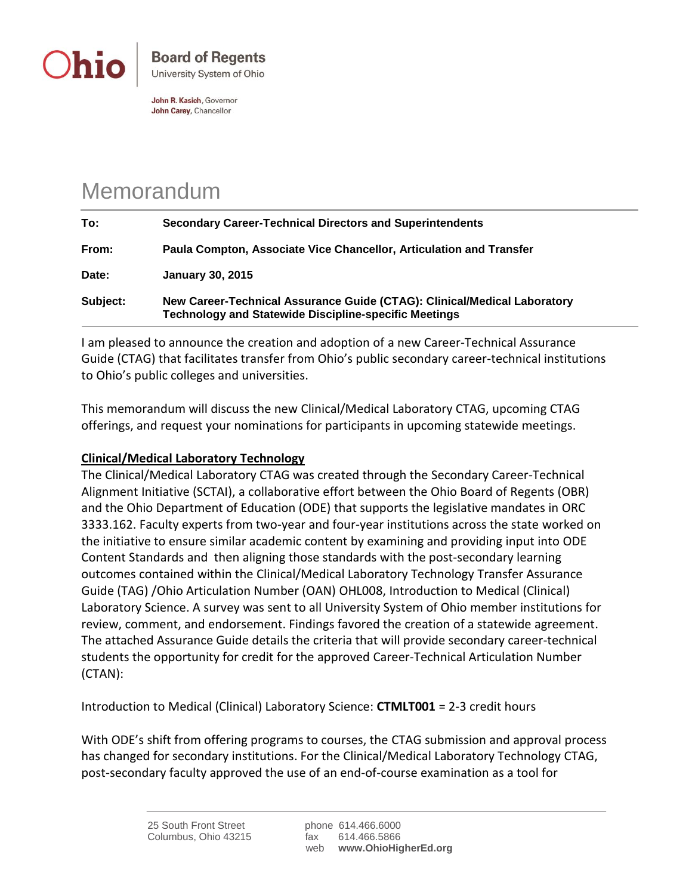Ohio | **Board of Regents**
University System of Ohio

**John R. Kasich**, Governor
**John Carey**, Chancellor

# Memorandum

| | |
|---|---|
| **To:** | **Secondary Career-Technical Directors and Superintendents** |
| **From:** | **Paula Compton, Associate Vice Chancellor, Articulation and Transfer** |
| **Date:** | **January 30, 2015** |
| **Subject:** | **New Career-Technical Assurance Guide (CTAG): Clinical/Medical Laboratory Technology and Statewide Discipline-specific Meetings** |

I am pleased to announce the creation and adoption of a new Career-Technical Assurance Guide (CTAG) that facilitates transfer from Ohio's public secondary career-technical institutions to Ohio's public colleges and universities.

This memorandum will discuss the new Clinical/Medical Laboratory CTAG, upcoming CTAG offerings, and request your nominations for participants in upcoming statewide meetings.

**Clinical/Medical Laboratory Technology**

The Clinical/Medical Laboratory CTAG was created through the Secondary Career-Technical Alignment Initiative (SCTAI), a collaborative effort between the Ohio Board of Regents (OBR) and the Ohio Department of Education (ODE) that supports the legislative mandates in ORC 3333.162. Faculty experts from two-year and four-year institutions across the state worked on the initiative to ensure similar academic content by examining and providing input into ODE Content Standards and then aligning those standards with the post-secondary learning outcomes contained within the Clinical/Medical Laboratory Technology Transfer Assurance Guide (TAG) /Ohio Articulation Number (OAN) OHL008, Introduction to Medical (Clinical) Laboratory Science. A survey was sent to all University System of Ohio member institutions for review, comment, and endorsement. Findings favored the creation of a statewide agreement. The attached Assurance Guide details the criteria that will provide secondary career-technical students the opportunity for credit for the approved Career-Technical Articulation Number (CTAN):

Introduction to Medical (Clinical) Laboratory Science: **CTMLT001** = 2-3 credit hours

With ODE's shift from offering programs to courses, the CTAG submission and approval process has changed for secondary institutions. For the Clinical/Medical Laboratory Technology CTAG, post-secondary faculty approved the use of an end-of-course examination as a tool for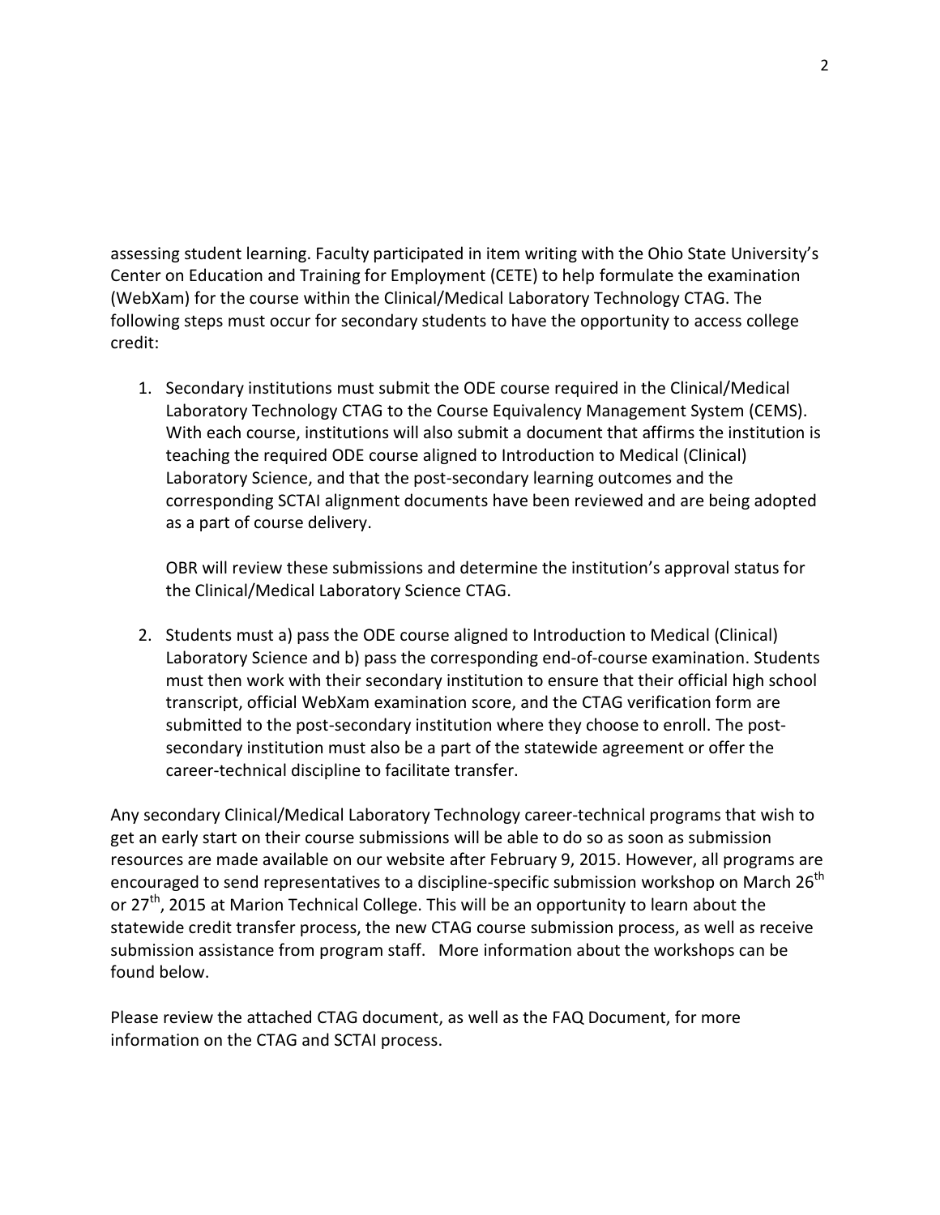assessing student learning. Faculty participated in item writing with the Ohio State University's Center on Education and Training for Employment (CETE) to help formulate the examination (WebXam) for the course within the Clinical/Medical Laboratory Technology CTAG. The following steps must occur for secondary students to have the opportunity to access college credit:

1. Secondary institutions must submit the ODE course required in the Clinical/Medical Laboratory Technology CTAG to the Course Equivalency Management System (CEMS). With each course, institutions will also submit a document that affirms the institution is teaching the required ODE course aligned to Introduction to Medical (Clinical) Laboratory Science, and that the post-secondary learning outcomes and the corresponding SCTAI alignment documents have been reviewed and are being adopted as a part of course delivery.

   OBR will review these submissions and determine the institution's approval status for the Clinical/Medical Laboratory Science CTAG.

2. Students must a) pass the ODE course aligned to Introduction to Medical (Clinical) Laboratory Science and b) pass the corresponding end-of-course examination. Students must then work with their secondary institution to ensure that their official high school transcript, official WebXam examination score, and the CTAG verification form are submitted to the post-secondary institution where they choose to enroll. The post-secondary institution must also be a part of the statewide agreement or offer the career-technical discipline to facilitate transfer.

Any secondary Clinical/Medical Laboratory Technology career-technical programs that wish to get an early start on their course submissions will be able to do so as soon as submission resources are made available on our website after February 9, 2015. However, all programs are encouraged to send representatives to a discipline-specific submission workshop on March 26th or 27th, 2015 at Marion Technical College. This will be an opportunity to learn about the statewide credit transfer process, the new CTAG course submission process, as well as receive submission assistance from program staff. More information about the workshops can be found below.

Please review the attached CTAG document, as well as the FAQ Document, for more information on the CTAG and SCTAI process.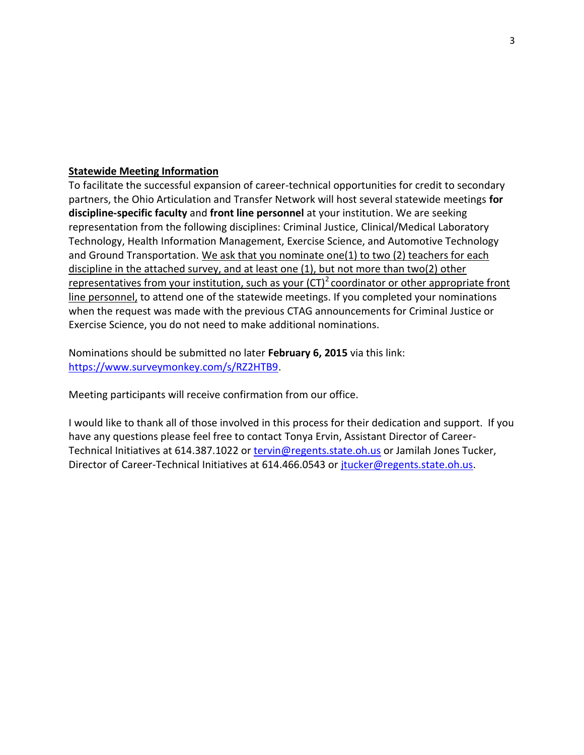## Statewide Meeting Information

To facilitate the successful expansion of career-technical opportunities for credit to secondary partners, the Ohio Articulation and Transfer Network will host several statewide meetings **for discipline-specific faculty** and **front line personnel** at your institution. We are seeking representation from the following disciplines: Criminal Justice, Clinical/Medical Laboratory Technology, Health Information Management, Exercise Science, and Automotive Technology and Ground Transportation. We ask that you nominate one(1) to two (2) teachers for each discipline in the attached survey, and at least one (1), but not more than two(2) other representatives from your institution, such as your $(CT)^2$ coordinator or other appropriate front line personnel, to attend one of the statewide meetings. If you completed your nominations when the request was made with the previous CTAG announcements for Criminal Justice or Exercise Science, you do not need to make additional nominations.

Nominations should be submitted no later **February 6, 2015** via this link: https://www.surveymonkey.com/s/RZ2HTB9.

Meeting participants will receive confirmation from our office.

I would like to thank all of those involved in this process for their dedication and support. If you have any questions please feel free to contact Tonya Ervin, Assistant Director of Career-Technical Initiatives at 614.387.1022 or tervin@regents.state.oh.us or Jamilah Jones Tucker, Director of Career-Technical Initiatives at 614.466.0543 or jtucker@regents.state.oh.us.